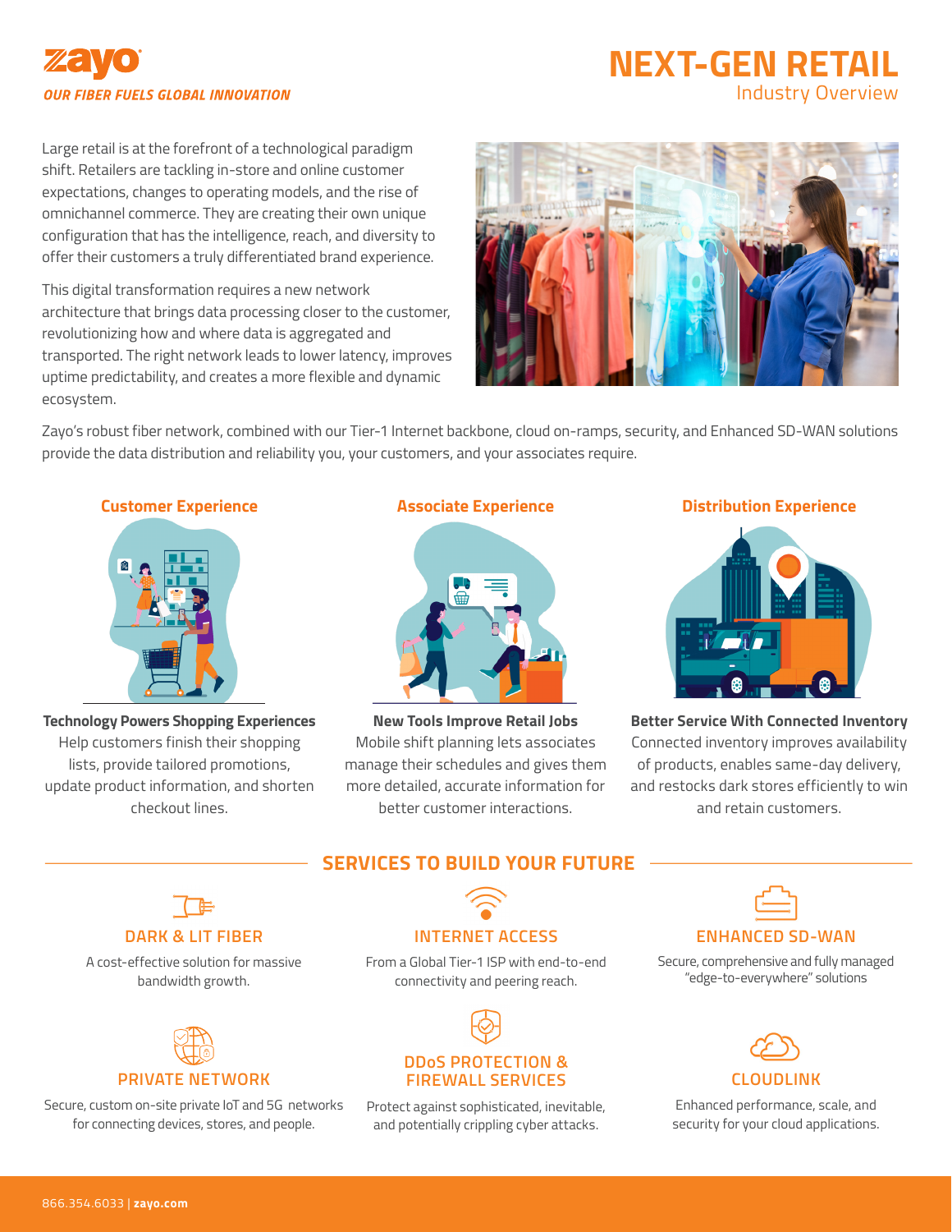zayo

*OUR FIBER FUELS GLOBAL INNOVATION*

# NEXT-GEN RETAIL

## Industry Overview

Large retail is at the forefront of a technological paradigm shift. Retailers are tackling in-store and online customer expectations, changes to operating models, and the rise of omnichannel commerce. They are creating their own unique configuration that has the intelligence, reach, and diversity to offer their customers a truly differentiated brand experience.

This digital transformation requires a new network architecture that brings data processing closer to the customer, revolutionizing how and where data is aggregated and transported. The right network leads to lower latency, improves uptime predictability, and creates a more flexible and dynamic ecosystem.

Zayo's robust fiber network, combined with our Tier-1 Internet backbone, cloud on-ramps, security, and Enhanced SD-WAN solutions provide the data distribution and reliability you, your customers, and your associates require.

### Customer Experience

**Technology Powers Shopping Experiences**
Help customers finish their shopping lists, provide tailored promotions, update product information, and shorten checkout lines.

### Associate Experience

**New Tools Improve Retail Jobs**
Mobile shift planning lets associates manage their schedules and gives them more detailed, accurate information for better customer interactions.

### Distribution Experience

**Better Service With Connected Inventory**
Connected inventory improves availability of products, enables same-day delivery, and restocks dark stores efficiently to win and retain customers.

## SERVICES TO BUILD YOUR FUTURE

### DARK & LIT FIBER

A cost-effective solution for massive bandwidth growth.

### INTERNET ACCESS

From a Global Tier-1 ISP with end-to-end connectivity and peering reach.

### ENHANCED SD-WAN

Secure, comprehensive and fully managed "edge-to-everywhere" solutions

### PRIVATE NETWORK

Secure, custom on-site private IoT and 5G networks for connecting devices, stores, and people.

### DDoS PROTECTION & FIREWALL SERVICES

Protect against sophisticated, inevitable, and potentially crippling cyber attacks.

### CLOUDLINK

Enhanced performance, scale, and security for your cloud applications.

866.354.6033 | **zayo.com**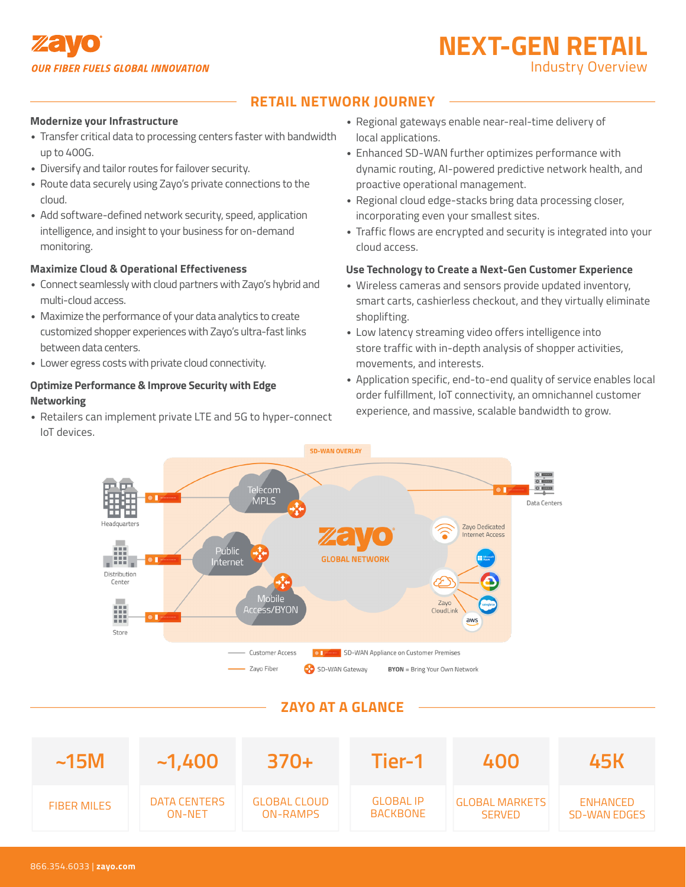# NEXT-GEN RETAIL

Industry Overview

zayo

*OUR FIBER FUELS GLOBAL INNOVATION*

## RETAIL NETWORK JOURNEY

### Modernize your Infrastructure

- Transfer critical data to processing centers faster with bandwidth up to 400G.
- Diversify and tailor routes for failover security.
- Route data securely using Zayo's private connections to the cloud.
- Add software-defined network security, speed, application intelligence, and insight to your business for on-demand monitoring.

### Maximize Cloud & Operational Effectiveness

- Connect seamlessly with cloud partners with Zayo's hybrid and multi-cloud access.
- Maximize the performance of your data analytics to create customized shopper experiences with Zayo's ultra-fast links between data centers.
- Lower egress costs with private cloud connectivity.

### Optimize Performance & Improve Security with Edge Networking

- Retailers can implement private LTE and 5G to hyper-connect IoT devices.
- Regional gateways enable near-real-time delivery of local applications.
- Enhanced SD-WAN further optimizes performance with dynamic routing, AI-powered predictive network health, and proactive operational management.
- Regional cloud edge-stacks bring data processing closer, incorporating even your smallest sites.
- Traffic flows are encrypted and security is integrated into your cloud access.

### Use Technology to Create a Next-Gen Customer Experience

- Wireless cameras and sensors provide updated inventory, smart carts, cashierless checkout, and they virtually eliminate shoplifting.
- Low latency streaming video offers intelligence into store traffic with in-depth analysis of shopper activities, movements, and interests.
- Application specific, end-to-end quality of service enables local order fulfillment, IoT connectivity, an omnichannel customer experience, and massive, scalable bandwidth to grow.

SD-WAN OVERLAY

Headquarters
Distribution Center
Store
Telecom MPLS
Public Internet
Mobile Access/BYON
zayo GLOBAL NETWORK
Zayo Dedicated Internet Access
Zayo CloudLink
aws
Data Centers

Customer Access
Zayo Fiber
SD-WAN Appliance on Customer Premises
SD-WAN Gateway
BYON = Bring Your Own Network

## ZAYO AT A GLANCE

| ~15M | ~1,400 | 370+ | Tier-1 | 400 | 45K |
|---|---|---|---|---|---|
| FIBER MILES | DATA CENTERS ON-NET | GLOBAL CLOUD ON-RAMPS | GLOBAL IP BACKBONE | GLOBAL MARKETS SERVED | ENHANCED SD-WAN EDGES |

866.354.6033 | zayo.com